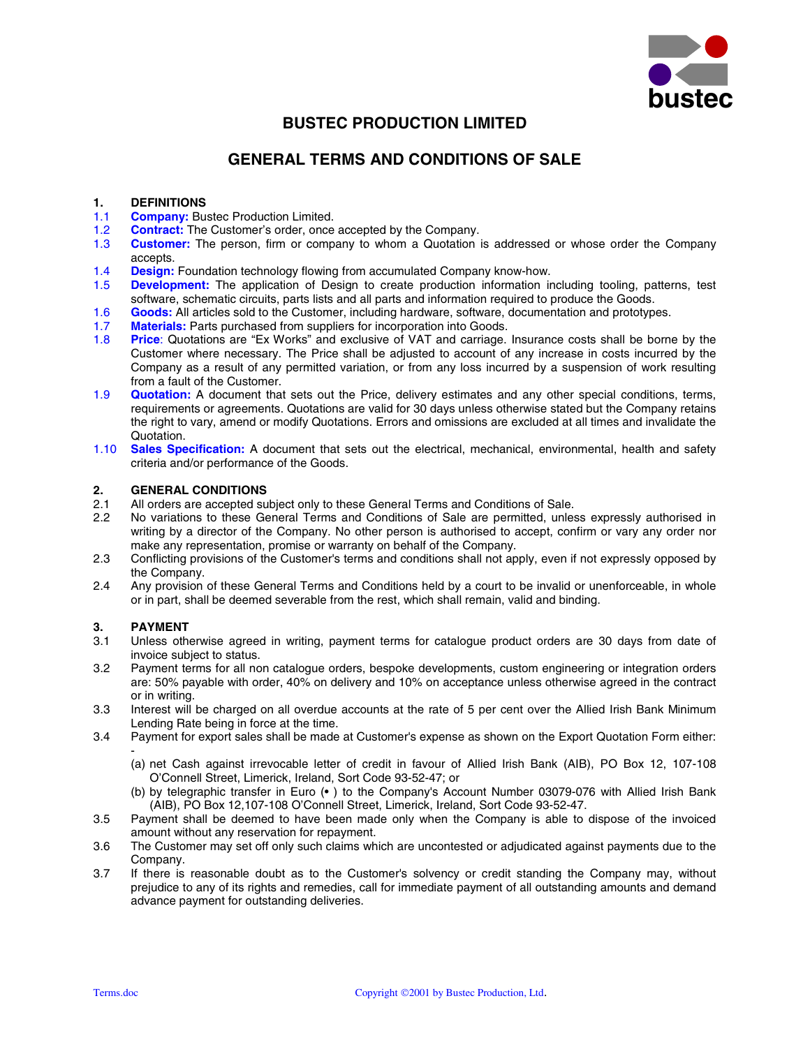# BUSTEC PRODUCTION LIMITED

## GENERAL TERMS AND CONDITIONS OF SALE

### 1. DEFINITIONS

1.1 **Company:** Bustec Production Limited.

1.2 **Contract:** The Customer's order, once accepted by the Company.

1.3 **Customer:** The person, firm or company to whom a Quotation is addressed or whose order the Company accepts.

1.4 **Design:** Foundation technology flowing from accumulated Company know-how.

1.5 **Development:** The application of Design to create production information including tooling, patterns, test software, schematic circuits, parts lists and all parts and information required to produce the Goods.

1.6 **Goods:** All articles sold to the Customer, including hardware, software, documentation and prototypes.

1.7 **Materials:** Parts purchased from suppliers for incorporation into Goods.

1.8 **Price**: Quotations are "Ex Works" and exclusive of VAT and carriage. Insurance costs shall be borne by the Customer where necessary. The Price shall be adjusted to account of any increase in costs incurred by the Company as a result of any permitted variation, or from any loss incurred by a suspension of work resulting from a fault of the Customer.

1.9 **Quotation:** A document that sets out the Price, delivery estimates and any other special conditions, terms, requirements or agreements. Quotations are valid for 30 days unless otherwise stated but the Company retains the right to vary, amend or modify Quotations. Errors and omissions are excluded at all times and invalidate the Quotation.

1.10 **Sales Specification:** A document that sets out the electrical, mechanical, environmental, health and safety criteria and/or performance of the Goods.

### 2. GENERAL CONDITIONS

2.1 All orders are accepted subject only to these General Terms and Conditions of Sale.

2.2 No variations to these General Terms and Conditions of Sale are permitted, unless expressly authorised in writing by a director of the Company. No other person is authorised to accept, confirm or vary any order nor make any representation, promise or warranty on behalf of the Company.

2.3 Conflicting provisions of the Customer's terms and conditions shall not apply, even if not expressly opposed by the Company.

2.4 Any provision of these General Terms and Conditions held by a court to be invalid or unenforceable, in whole or in part, shall be deemed severable from the rest, which shall remain, valid and binding.

### 3. PAYMENT

3.1 Unless otherwise agreed in writing, payment terms for catalogue product orders are 30 days from date of invoice subject to status.

3.2 Payment terms for all non catalogue orders, bespoke developments, custom engineering or integration orders are: 50% payable with order, 40% on delivery and 10% on acceptance unless otherwise agreed in the contract or in writing.

3.3 Interest will be charged on all overdue accounts at the rate of 5 per cent over the Allied Irish Bank Minimum Lending Rate being in force at the time.

3.4 Payment for export sales shall be made at Customer's expense as shown on the Export Quotation Form either: -

(a) net Cash against irrevocable letter of credit in favour of Allied Irish Bank (AIB), PO Box 12, 107-108 O'Connell Street, Limerick, Ireland, Sort Code 93-52-47; or

(b) by telegraphic transfer in Euro (• ) to the Company's Account Number 03079-076 with Allied Irish Bank (AIB), PO Box 12,107-108 O'Connell Street, Limerick, Ireland, Sort Code 93-52-47.

3.5 Payment shall be deemed to have been made only when the Company is able to dispose of the invoiced amount without any reservation for repayment.

3.6 The Customer may set off only such claims which are uncontested or adjudicated against payments due to the Company.

3.7 If there is reasonable doubt as to the Customer's solvency or credit standing the Company may, without prejudice to any of its rights and remedies, call for immediate payment of all outstanding amounts and demand advance payment for outstanding deliveries.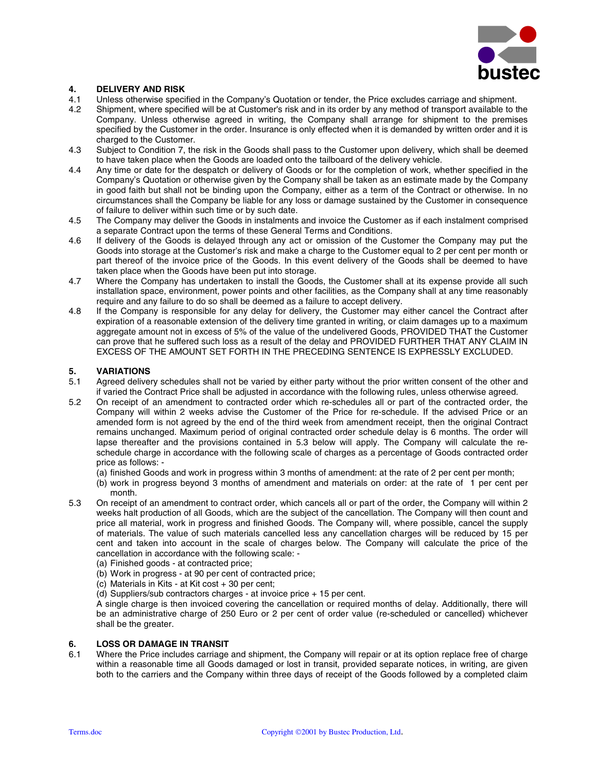## 4. DELIVERY AND RISK

4.1 Unless otherwise specified in the Company's Quotation or tender, the Price excludes carriage and shipment.

4.2 Shipment, where specified will be at Customer's risk and in its order by any method of transport available to the Company. Unless otherwise agreed in writing, the Company shall arrange for shipment to the premises specified by the Customer in the order. Insurance is only effected when it is demanded by written order and it is charged to the Customer.

4.3 Subject to Condition 7, the risk in the Goods shall pass to the Customer upon delivery, which shall be deemed to have taken place when the Goods are loaded onto the tailboard of the delivery vehicle.

4.4 Any time or date for the despatch or delivery of Goods or for the completion of work, whether specified in the Company's Quotation or otherwise given by the Company shall be taken as an estimate made by the Company in good faith but shall not be binding upon the Company, either as a term of the Contract or otherwise. In no circumstances shall the Company be liable for any loss or damage sustained by the Customer in consequence of failure to deliver within such time or by such date.

4.5 The Company may deliver the Goods in instalments and invoice the Customer as if each instalment comprised a separate Contract upon the terms of these General Terms and Conditions.

4.6 If delivery of the Goods is delayed through any act or omission of the Customer the Company may put the Goods into storage at the Customer's risk and make a charge to the Customer equal to 2 per cent per month or part thereof of the invoice price of the Goods. In this event delivery of the Goods shall be deemed to have taken place when the Goods have been put into storage.

4.7 Where the Company has undertaken to install the Goods, the Customer shall at its expense provide all such installation space, environment, power points and other facilities, as the Company shall at any time reasonably require and any failure to do so shall be deemed as a failure to accept delivery.

4.8 If the Company is responsible for any delay for delivery, the Customer may either cancel the Contract after expiration of a reasonable extension of the delivery time granted in writing, or claim damages up to a maximum aggregate amount not in excess of 5% of the value of the undelivered Goods, PROVIDED THAT the Customer can prove that he suffered such loss as a result of the delay and PROVIDED FURTHER THAT ANY CLAIM IN EXCESS OF THE AMOUNT SET FORTH IN THE PRECEDING SENTENCE IS EXPRESSLY EXCLUDED.

## 5. VARIATIONS

5.1 Agreed delivery schedules shall not be varied by either party without the prior written consent of the other and if varied the Contract Price shall be adjusted in accordance with the following rules, unless otherwise agreed.

5.2 On receipt of an amendment to contracted order which re-schedules all or part of the contracted order, the Company will within 2 weeks advise the Customer of the Price for re-schedule. If the advised Price or an amended form is not agreed by the end of the third week from amendment receipt, then the original Contract remains unchanged. Maximum period of original contracted order schedule delay is 6 months. The order will lapse thereafter and the provisions contained in 5.3 below will apply. The Company will calculate the re-schedule charge in accordance with the following scale of charges as a percentage of Goods contracted order price as follows: -

(a) finished Goods and work in progress within 3 months of amendment: at the rate of 2 per cent per month;
(b) work in progress beyond 3 months of amendment and materials on order: at the rate of 1 per cent per month.

5.3 On receipt of an amendment to contract order, which cancels all or part of the order, the Company will within 2 weeks halt production of all Goods, which are the subject of the cancellation. The Company will then count and price all material, work in progress and finished Goods. The Company will, where possible, cancel the supply of materials. The value of such materials cancelled less any cancellation charges will be reduced by 15 per cent and taken into account in the scale of charges below. The Company will calculate the price of the cancellation in accordance with the following scale: -

(a) Finished goods - at contracted price;
(b) Work in progress - at 90 per cent of contracted price;
(c) Materials in Kits - at Kit cost + 30 per cent;
(d) Suppliers/sub contractors charges - at invoice price + 15 per cent.

A single charge is then invoiced covering the cancellation or required months of delay. Additionally, there will be an administrative charge of 250 Euro or 2 per cent of order value (re-scheduled or cancelled) whichever shall be the greater.

## 6. LOSS OR DAMAGE IN TRANSIT

6.1 Where the Price includes carriage and shipment, the Company will repair or at its option replace free of charge within a reasonable time all Goods damaged or lost in transit, provided separate notices, in writing, are given both to the carriers and the Company within three days of receipt of the Goods followed by a completed claim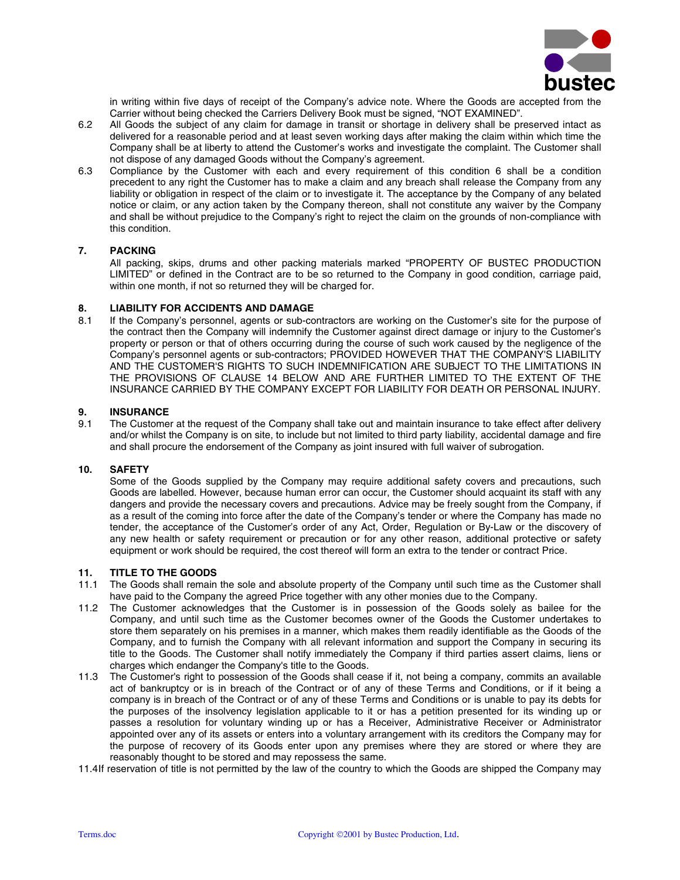in writing within five days of receipt of the Company's advice note. Where the Goods are accepted from the Carrier without being checked the Carriers Delivery Book must be signed, "NOT EXAMINED".

6.2 All Goods the subject of any claim for damage in transit or shortage in delivery shall be preserved intact as delivered for a reasonable period and at least seven working days after making the claim within which time the Company shall be at liberty to attend the Customer's works and investigate the complaint. The Customer shall not dispose of any damaged Goods without the Company's agreement.

6.3 Compliance by the Customer with each and every requirement of this condition 6 shall be a condition precedent to any right the Customer has to make a claim and any breach shall release the Company from any liability or obligation in respect of the claim or to investigate it. The acceptance by the Company of any belated notice or claim, or any action taken by the Company thereon, shall not constitute any waiver by the Company and shall be without prejudice to the Company's right to reject the claim on the grounds of non-compliance with this condition.

## 7. PACKING

All packing, skips, drums and other packing materials marked "PROPERTY OF BUSTEC PRODUCTION LIMITED" or defined in the Contract are to be so returned to the Company in good condition, carriage paid, within one month, if not so returned they will be charged for.

## 8. LIABILITY FOR ACCIDENTS AND DAMAGE

8.1 If the Company's personnel, agents or sub-contractors are working on the Customer's site for the purpose of the contract then the Company will indemnify the Customer against direct damage or injury to the Customer's property or person or that of others occurring during the course of such work caused by the negligence of the Company's personnel agents or sub-contractors; PROVIDED HOWEVER THAT THE COMPANY'S LIABILITY AND THE CUSTOMER'S RIGHTS TO SUCH INDEMNIFICATION ARE SUBJECT TO THE LIMITATIONS IN THE PROVISIONS OF CLAUSE 14 BELOW AND ARE FURTHER LIMITED TO THE EXTENT OF THE INSURANCE CARRIED BY THE COMPANY EXCEPT FOR LIABILITY FOR DEATH OR PERSONAL INJURY.

## 9. INSURANCE

9.1 The Customer at the request of the Company shall take out and maintain insurance to take effect after delivery and/or whilst the Company is on site, to include but not limited to third party liability, accidental damage and fire and shall procure the endorsement of the Company as joint insured with full waiver of subrogation.

## 10. SAFETY

Some of the Goods supplied by the Company may require additional safety covers and precautions, such Goods are labelled. However, because human error can occur, the Customer should acquaint its staff with any dangers and provide the necessary covers and precautions. Advice may be freely sought from the Company, if as a result of the coming into force after the date of the Company's tender or where the Company has made no tender, the acceptance of the Customer's order of any Act, Order, Regulation or By-Law or the discovery of any new health or safety requirement or precaution or for any other reason, additional protective or safety equipment or work should be required, the cost thereof will form an extra to the tender or contract Price.

## 11. TITLE TO THE GOODS

11.1 The Goods shall remain the sole and absolute property of the Company until such time as the Customer shall have paid to the Company the agreed Price together with any other monies due to the Company.

11.2 The Customer acknowledges that the Customer is in possession of the Goods solely as bailee for the Company, and until such time as the Customer becomes owner of the Goods the Customer undertakes to store them separately on his premises in a manner, which makes them readily identifiable as the Goods of the Company, and to furnish the Company with all relevant information and support the Company in securing its title to the Goods. The Customer shall notify immediately the Company if third parties assert claims, liens or charges which endanger the Company's title to the Goods.

11.3 The Customer's right to possession of the Goods shall cease if it, not being a company, commits an available act of bankruptcy or is in breach of the Contract or of any of these Terms and Conditions, or if it being a company is in breach of the Contract or of any of these Terms and Conditions or is unable to pay its debts for the purposes of the insolvency legislation applicable to it or has a petition presented for its winding up or passes a resolution for voluntary winding up or has a Receiver, Administrative Receiver or Administrator appointed over any of its assets or enters into a voluntary arrangement with its creditors the Company may for the purpose of recovery of its Goods enter upon any premises where they are stored or where they are reasonably thought to be stored and may repossess the same.

11.4 If reservation of title is not permitted by the law of the country to which the Goods are shipped the Company may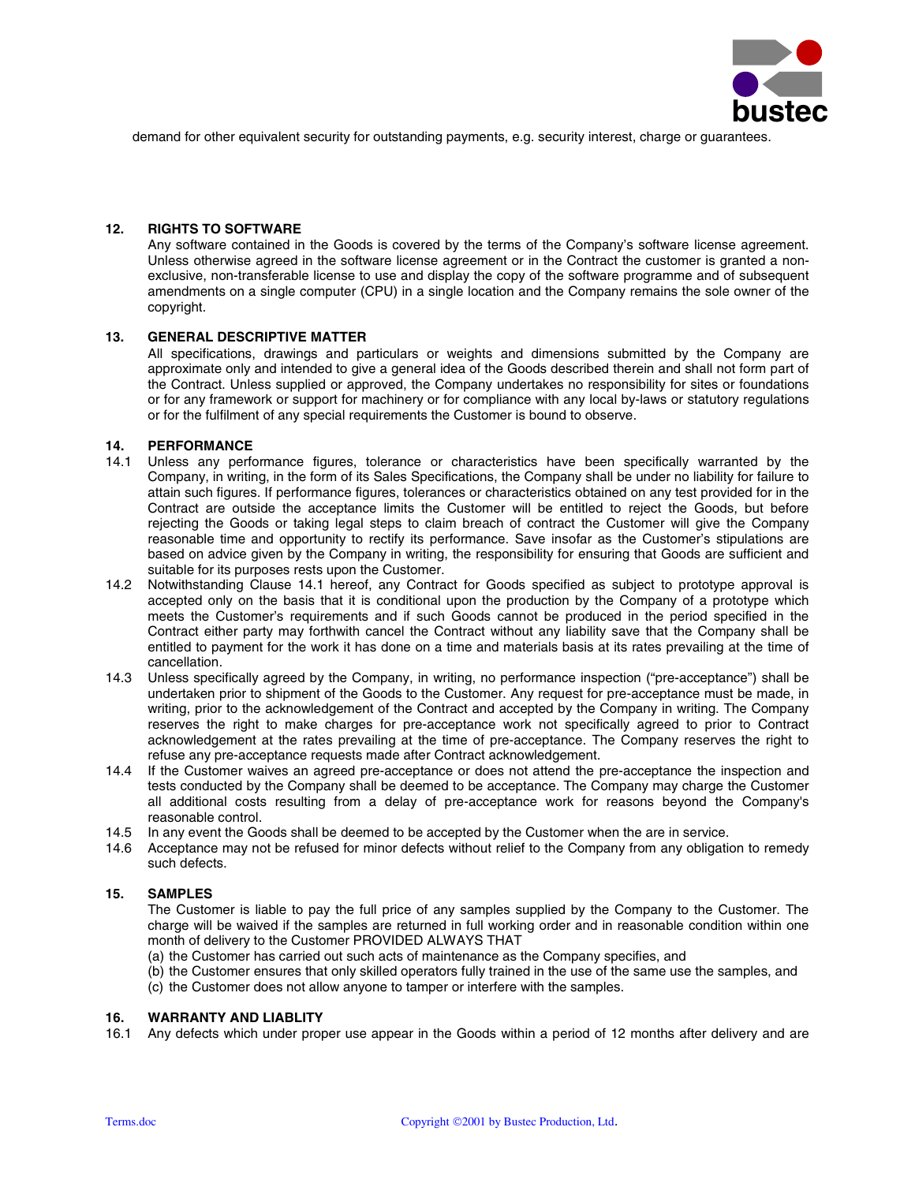demand for other equivalent security for outstanding payments, e.g. security interest, charge or guarantees.

## 12. RIGHTS TO SOFTWARE

Any software contained in the Goods is covered by the terms of the Company's software license agreement. Unless otherwise agreed in the software license agreement or in the Contract the customer is granted a non-exclusive, non-transferable license to use and display the copy of the software programme and of subsequent amendments on a single computer (CPU) in a single location and the Company remains the sole owner of the copyright.

## 13. GENERAL DESCRIPTIVE MATTER

All specifications, drawings and particulars or weights and dimensions submitted by the Company are approximate only and intended to give a general idea of the Goods described therein and shall not form part of the Contract. Unless supplied or approved, the Company undertakes no responsibility for sites or foundations or for any framework or support for machinery or for compliance with any local by-laws or statutory regulations or for the fulfilment of any special requirements the Customer is bound to observe.

## 14. PERFORMANCE

14.1 Unless any performance figures, tolerance or characteristics have been specifically warranted by the Company, in writing, in the form of its Sales Specifications, the Company shall be under no liability for failure to attain such figures. If performance figures, tolerances or characteristics obtained on any test provided for in the Contract are outside the acceptance limits the Customer will be entitled to reject the Goods, but before rejecting the Goods or taking legal steps to claim breach of contract the Customer will give the Company reasonable time and opportunity to rectify its performance. Save insofar as the Customer's stipulations are based on advice given by the Company in writing, the responsibility for ensuring that Goods are sufficient and suitable for its purposes rests upon the Customer.

14.2 Notwithstanding Clause 14.1 hereof, any Contract for Goods specified as subject to prototype approval is accepted only on the basis that it is conditional upon the production by the Company of a prototype which meets the Customer's requirements and if such Goods cannot be produced in the period specified in the Contract either party may forthwith cancel the Contract without any liability save that the Company shall be entitled to payment for the work it has done on a time and materials basis at its rates prevailing at the time of cancellation.

14.3 Unless specifically agreed by the Company, in writing, no performance inspection ("pre-acceptance") shall be undertaken prior to shipment of the Goods to the Customer. Any request for pre-acceptance must be made, in writing, prior to the acknowledgement of the Contract and accepted by the Company in writing. The Company reserves the right to make charges for pre-acceptance work not specifically agreed to prior to Contract acknowledgement at the rates prevailing at the time of pre-acceptance. The Company reserves the right to refuse any pre-acceptance requests made after Contract acknowledgement.

14.4 If the Customer waives an agreed pre-acceptance or does not attend the pre-acceptance the inspection and tests conducted by the Company shall be deemed to be acceptance. The Company may charge the Customer all additional costs resulting from a delay of pre-acceptance work for reasons beyond the Company's reasonable control.

14.5 In any event the Goods shall be deemed to be accepted by the Customer when the are in service.

14.6 Acceptance may not be refused for minor defects without relief to the Company from any obligation to remedy such defects.

## 15. SAMPLES

The Customer is liable to pay the full price of any samples supplied by the Company to the Customer. The charge will be waived if the samples are returned in full working order and in reasonable condition within one month of delivery to the Customer PROVIDED ALWAYS THAT

(a) the Customer has carried out such acts of maintenance as the Company specifies, and
(b) the Customer ensures that only skilled operators fully trained in the use of the same use the samples, and
(c) the Customer does not allow anyone to tamper or interfere with the samples.

## 16. WARRANTY AND LIABLITY

16.1 Any defects which under proper use appear in the Goods within a period of 12 months after delivery and are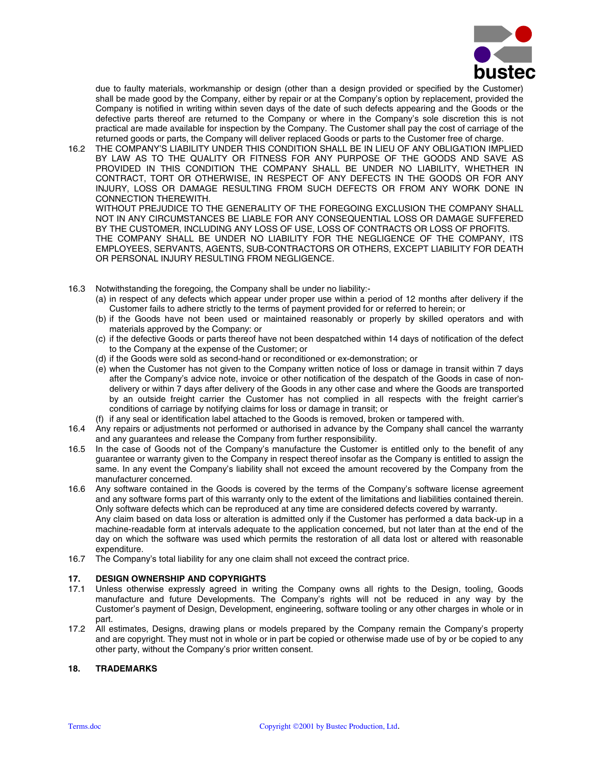due to faulty materials, workmanship or design (other than a design provided or specified by the Customer) shall be made good by the Company, either by repair or at the Company's option by replacement, provided the Company is notified in writing within seven days of the date of such defects appearing and the Goods or the defective parts thereof are returned to the Company or where in the Company's sole discretion this is not practical are made available for inspection by the Company. The Customer shall pay the cost of carriage of the returned goods or parts, the Company will deliver replaced Goods or parts to the Customer free of charge.

16.2 THE COMPANY'S LIABILITY UNDER THIS CONDITION SHALL BE IN LIEU OF ANY OBLIGATION IMPLIED BY LAW AS TO THE QUALITY OR FITNESS FOR ANY PURPOSE OF THE GOODS AND SAVE AS PROVIDED IN THIS CONDITION THE COMPANY SHALL BE UNDER NO LIABILITY, WHETHER IN CONTRACT, TORT OR OTHERWISE, IN RESPECT OF ANY DEFECTS IN THE GOODS OR FOR ANY INJURY, LOSS OR DAMAGE RESULTING FROM SUCH DEFECTS OR FROM ANY WORK DONE IN CONNECTION THEREWITH.
WITHOUT PREJUDICE TO THE GENERALITY OF THE FOREGOING EXCLUSION THE COMPANY SHALL NOT IN ANY CIRCUMSTANCES BE LIABLE FOR ANY CONSEQUENTIAL LOSS OR DAMAGE SUFFERED BY THE CUSTOMER, INCLUDING ANY LOSS OF USE, LOSS OF CONTRACTS OR LOSS OF PROFITS.
THE COMPANY SHALL BE UNDER NO LIABILITY FOR THE NEGLIGENCE OF THE COMPANY, ITS EMPLOYEES, SERVANTS, AGENTS, SUB-CONTRACTORS OR OTHERS, EXCEPT LIABILITY FOR DEATH OR PERSONAL INJURY RESULTING FROM NEGLIGENCE.

16.3 Notwithstanding the foregoing, the Company shall be under no liability:-
(a) in respect of any defects which appear under proper use within a period of 12 months after delivery if the Customer fails to adhere strictly to the terms of payment provided for or referred to herein; or
(b) if the Goods have not been used or maintained reasonably or properly by skilled operators and with materials approved by the Company: or
(c) if the defective Goods or parts thereof have not been despatched within 14 days of notification of the defect to the Company at the expense of the Customer; or
(d) if the Goods were sold as second-hand or reconditioned or ex-demonstration; or
(e) when the Customer has not given to the Company written notice of loss or damage in transit within 7 days after the Company's advice note, invoice or other notification of the despatch of the Goods in case of non-delivery or within 7 days after delivery of the Goods in any other case and where the Goods are transported by an outside freight carrier the Customer has not complied in all respects with the freight carrier's conditions of carriage by notifying claims for loss or damage in transit; or
(f) if any seal or identification label attached to the Goods is removed, broken or tampered with.

16.4 Any repairs or adjustments not performed or authorised in advance by the Company shall cancel the warranty and any guarantees and release the Company from further responsibility.

16.5 In the case of Goods not of the Company's manufacture the Customer is entitled only to the benefit of any guarantee or warranty given to the Company in respect thereof insofar as the Company is entitled to assign the same. In any event the Company's liability shall not exceed the amount recovered by the Company from the manufacturer concerned.

16.6 Any software contained in the Goods is covered by the terms of the Company's software license agreement and any software forms part of this warranty only to the extent of the limitations and liabilities contained therein. Only software defects which can be reproduced at any time are considered defects covered by warranty.
Any claim based on data loss or alteration is admitted only if the Customer has performed a data back-up in a machine-readable form at intervals adequate to the application concerned, but not later than at the end of the day on which the software was used which permits the restoration of all data lost or altered with reasonable expenditure.

16.7 The Company's total liability for any one claim shall not exceed the contract price.

## 17. DESIGN OWNERSHIP AND COPYRIGHTS

17.1 Unless otherwise expressly agreed in writing the Company owns all rights to the Design, tooling, Goods manufacture and future Developments. The Company's rights will not be reduced in any way by the Customer's payment of Design, Development, engineering, software tooling or any other charges in whole or in part.

17.2 All estimates, Designs, drawing plans or models prepared by the Company remain the Company's property and are copyright. They must not in whole or in part be copied or otherwise made use of by or be copied to any other party, without the Company's prior written consent.

## 18. TRADEMARKS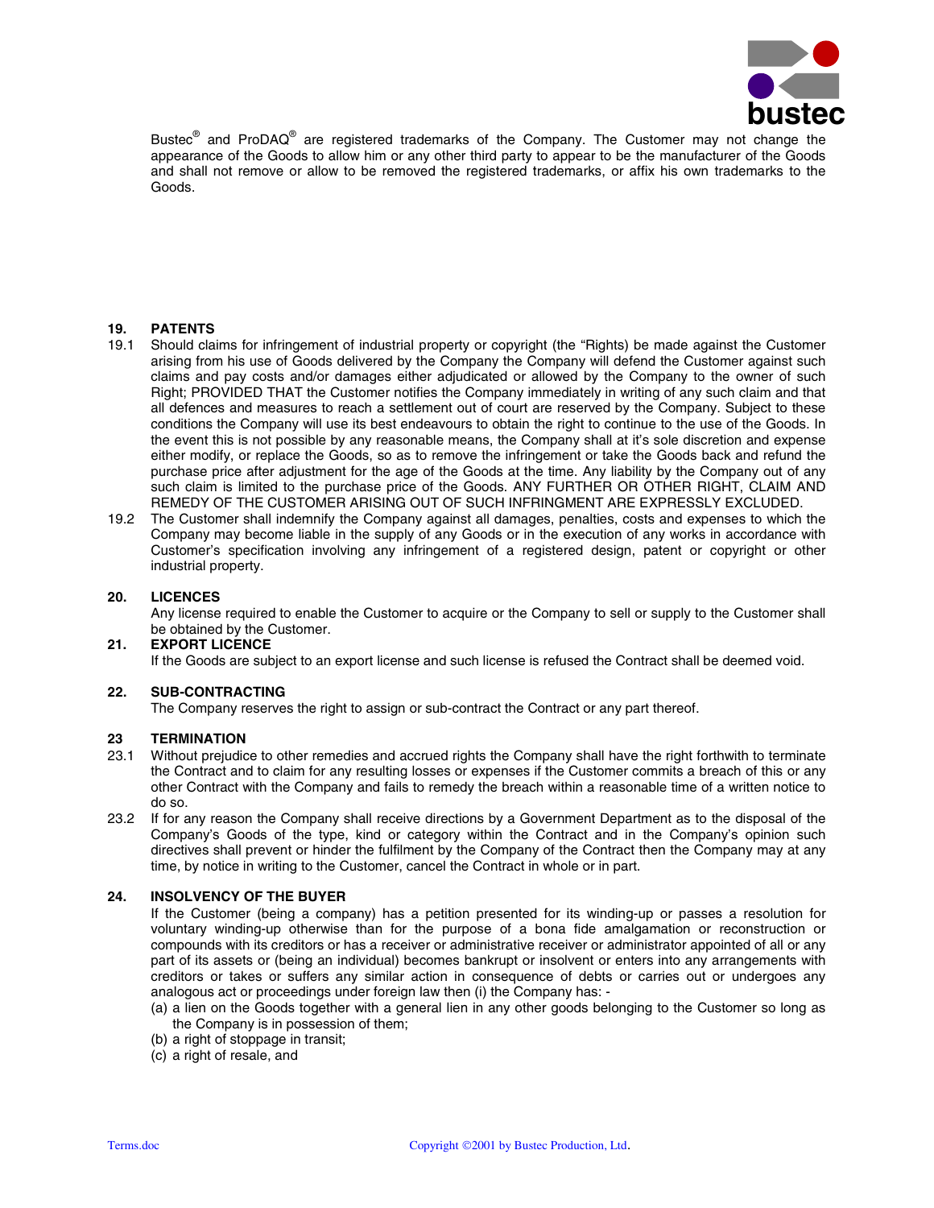Bustec® and ProDAQ® are registered trademarks of the Company. The Customer may not change the appearance of the Goods to allow him or any other third party to appear to be the manufacturer of the Goods and shall not remove or allow to be removed the registered trademarks, or affix his own trademarks to the Goods.

**19. PATENTS**

19.1 Should claims for infringement of industrial property or copyright (the "Rights) be made against the Customer arising from his use of Goods delivered by the Company the Company will defend the Customer against such claims and pay costs and/or damages either adjudicated or allowed by the Company to the owner of such Right; PROVIDED THAT the Customer notifies the Company immediately in writing of any such claim and that all defences and measures to reach a settlement out of court are reserved by the Company. Subject to these conditions the Company will use its best endeavours to obtain the right to continue to the use of the Goods. In the event this is not possible by any reasonable means, the Company shall at it's sole discretion and expense either modify, or replace the Goods, so as to remove the infringement or take the Goods back and refund the purchase price after adjustment for the age of the Goods at the time. Any liability by the Company out of any such claim is limited to the purchase price of the Goods. ANY FURTHER OR OTHER RIGHT, CLAIM AND REMEDY OF THE CUSTOMER ARISING OUT OF SUCH INFRINGMENT ARE EXPRESSLY EXCLUDED.

19.2 The Customer shall indemnify the Company against all damages, penalties, costs and expenses to which the Company may become liable in the supply of any Goods or in the execution of any works in accordance with Customer's specification involving any infringement of a registered design, patent or copyright or other industrial property.

**20. LICENCES**

Any license required to enable the Customer to acquire or the Company to sell or supply to the Customer shall be obtained by the Customer.

**21. EXPORT LICENCE**

If the Goods are subject to an export license and such license is refused the Contract shall be deemed void.

**22. SUB-CONTRACTING**

The Company reserves the right to assign or sub-contract the Contract or any part thereof.

**23 TERMINATION**

23.1 Without prejudice to other remedies and accrued rights the Company shall have the right forthwith to terminate the Contract and to claim for any resulting losses or expenses if the Customer commits a breach of this or any other Contract with the Company and fails to remedy the breach within a reasonable time of a written notice to do so.

23.2 If for any reason the Company shall receive directions by a Government Department as to the disposal of the Company's Goods of the type, kind or category within the Contract and in the Company's opinion such directives shall prevent or hinder the fulfilment by the Company of the Contract then the Company may at any time, by notice in writing to the Customer, cancel the Contract in whole or in part.

**24. INSOLVENCY OF THE BUYER**

If the Customer (being a company) has a petition presented for its winding-up or passes a resolution for voluntary winding-up otherwise than for the purpose of a bona fide amalgamation or reconstruction or compounds with its creditors or has a receiver or administrative receiver or administrator appointed of all or any part of its assets or (being an individual) becomes bankrupt or insolvent or enters into any arrangements with creditors or takes or suffers any similar action in consequence of debts or carries out or undergoes any analogous act or proceedings under foreign law then (i) the Company has: -

(a) a lien on the Goods together with a general lien in any other goods belonging to the Customer so long as the Company is in possession of them;
(b) a right of stoppage in transit;
(c) a right of resale, and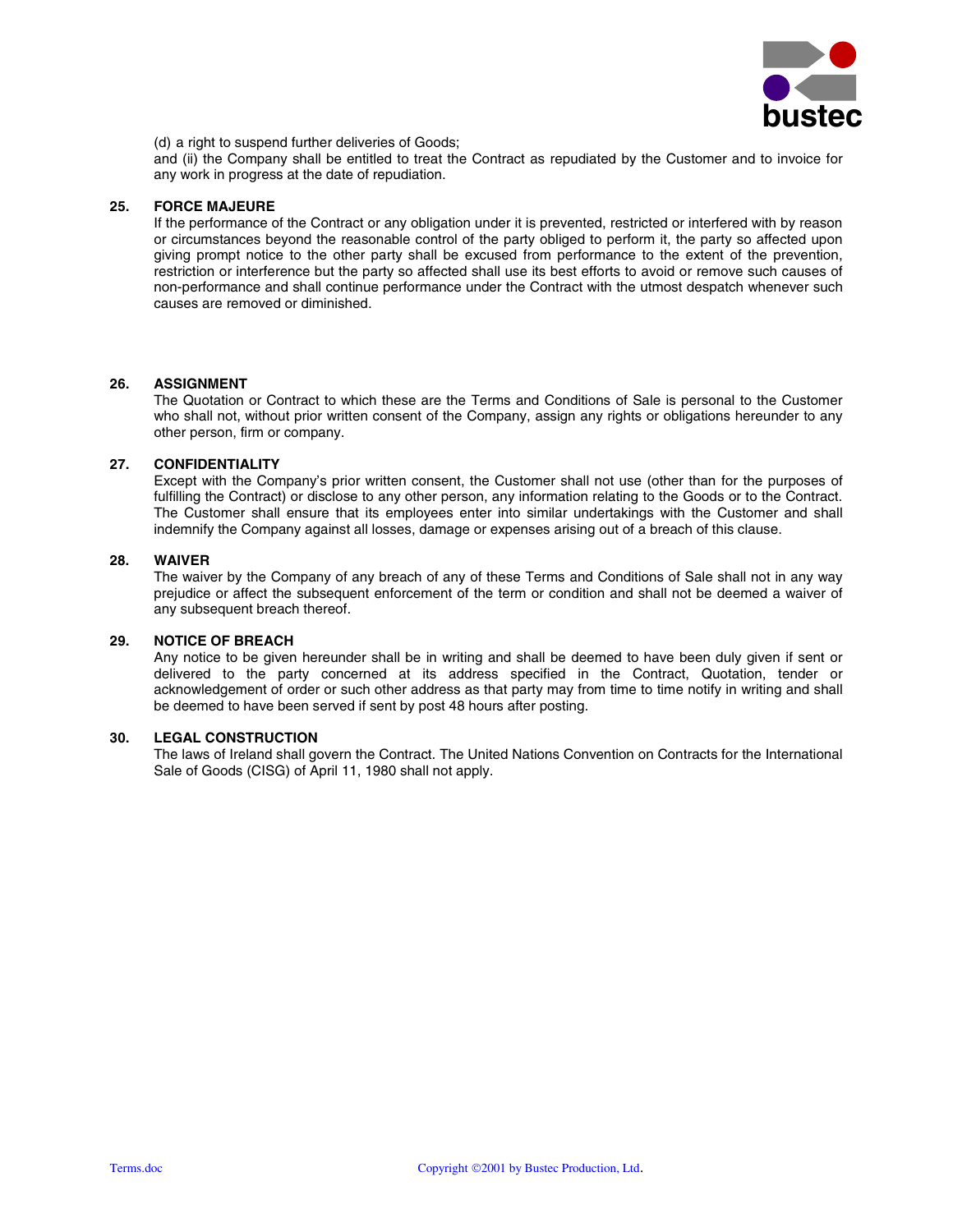(d) a right to suspend further deliveries of Goods;
and (ii) the Company shall be entitled to treat the Contract as repudiated by the Customer and to invoice for any work in progress at the date of repudiation.

**25. FORCE MAJEURE**

If the performance of the Contract or any obligation under it is prevented, restricted or interfered with by reason or circumstances beyond the reasonable control of the party obliged to perform it, the party so affected upon giving prompt notice to the other party shall be excused from performance to the extent of the prevention, restriction or interference but the party so affected shall use its best efforts to avoid or remove such causes of non-performance and shall continue performance under the Contract with the utmost despatch whenever such causes are removed or diminished.

**26. ASSIGNMENT**

The Quotation or Contract to which these are the Terms and Conditions of Sale is personal to the Customer who shall not, without prior written consent of the Company, assign any rights or obligations hereunder to any other person, firm or company.

**27. CONFIDENTIALITY**

Except with the Company's prior written consent, the Customer shall not use (other than for the purposes of fulfilling the Contract) or disclose to any other person, any information relating to the Goods or to the Contract. The Customer shall ensure that its employees enter into similar undertakings with the Customer and shall indemnify the Company against all losses, damage or expenses arising out of a breach of this clause.

**28. WAIVER**

The waiver by the Company of any breach of any of these Terms and Conditions of Sale shall not in any way prejudice or affect the subsequent enforcement of the term or condition and shall not be deemed a waiver of any subsequent breach thereof.

**29. NOTICE OF BREACH**

Any notice to be given hereunder shall be in writing and shall be deemed to have been duly given if sent or delivered to the party concerned at its address specified in the Contract, Quotation, tender or acknowledgement of order or such other address as that party may from time to time notify in writing and shall be deemed to have been served if sent by post 48 hours after posting.

**30. LEGAL CONSTRUCTION**

The laws of Ireland shall govern the Contract. The United Nations Convention on Contracts for the International Sale of Goods (CISG) of April 11, 1980 shall not apply.